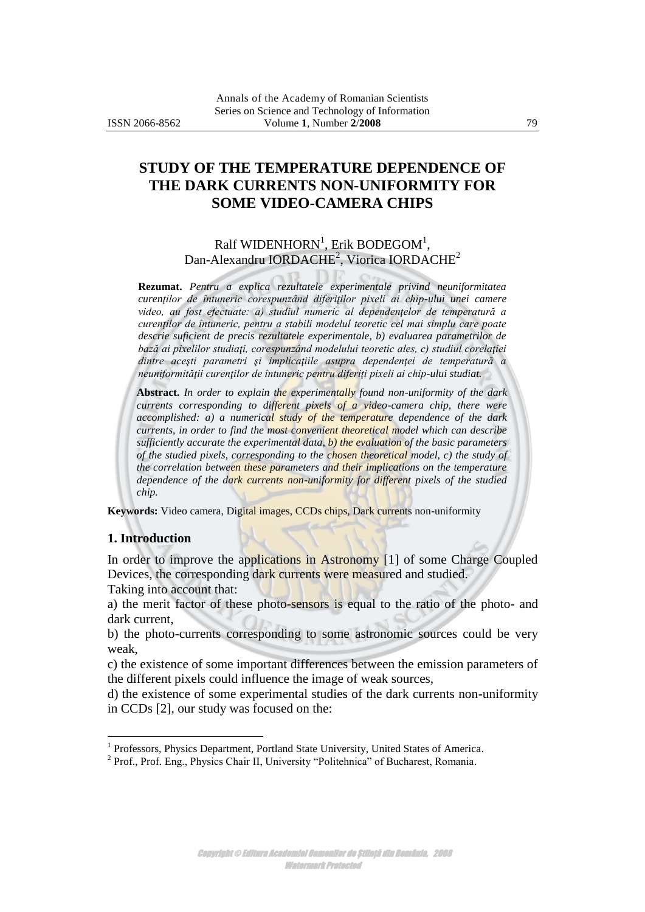# STUDY OF THE TEMPERATURE DEPENDENCE OF THE DARK CURRENTS NON-UNIFORMITY FOR SOME VIDEO-CAMERA CHIPS

Ralf WIDENHORN[1], Erik BODEGOM[1], Dan-Alexandru IORDACHE[2], Viorica IORDACHE[2]

**Rezumat.** *Pentru a explica rezultatele experimentale privind neuniformitatea curenților de întuneric corespunzând diferiților pixeli ai chip-ului unei camere video, au fost efectuate: a) studiul numeric al dependențelor de temperatură a curenților de întuneric, pentru a stabili modelul teoretic cel mai simplu care poate descrie suficient de precis rezultatele experimentale, b) evaluarea parametrilor de bază ai pixelilor studiați, corespunzând modelului teoretic ales, c) studiul corelației dintre aceşti parametri şi implicațiile asupra dependenței de temperatură a neuniformității curenților de întuneric pentru diferiți pixeli ai chip-ului studiat.*

**Abstract.** *In order to explain the experimentally found non-uniformity of the dark currents corresponding to different pixels of a video-camera chip, there were accomplished: a) a numerical study of the temperature dependence of the dark currents, in order to find the most convenient theoretical model which can describe sufficiently accurate the experimental data, b) the evaluation of the basic parameters of the studied pixels, corresponding to the chosen theoretical model, c) the study of the correlation between these parameters and their implications on the temperature dependence of the dark currents non-uniformity for different pixels of the studied chip.*

**Keywords:** Video camera, Digital images, CCDs chips, Dark currents non-uniformity

## 1. Introduction

In order to improve the applications in Astronomy [1] of some Charge Coupled Devices, the corresponding dark currents were measured and studied.

Taking into account that:

a) the merit factor of these photo-sensors is equal to the ratio of the photo- and dark current,

b) the photo-currents corresponding to some astronomic sources could be very weak,

c) the existence of some important differences between the emission parameters of the different pixels could influence the image of weak sources,

d) the existence of some experimental studies of the dark currents non-uniformity in CCDs [2], our study was focused on the:

---

[1] Professors, Physics Department, Portland State University, United States of America.

[2] Prof., Prof. Eng., Physics Chair II, University "Politehnica" of Bucharest, Romania.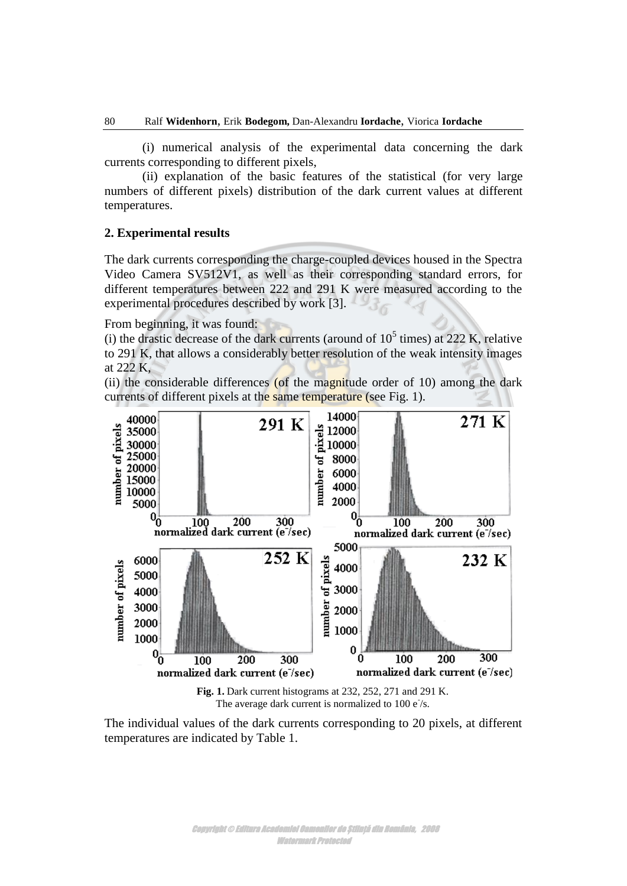(i) numerical analysis of the experimental data concerning the dark currents corresponding to different pixels,

(ii) explanation of the basic features of the statistical (for very large numbers of different pixels) distribution of the dark current values at different temperatures.

## 2. Experimental results

The dark currents corresponding the charge-coupled devices housed in the Spectra Video Camera SV512V1, as well as their corresponding standard errors, for different temperatures between 222 and 291 K were measured according to the experimental procedures described by work [3].

From beginning, it was found:

(i) the drastic decrease of the dark currents (around of $10^5$ times) at 222 K, relative to 291 K, that allows a considerably better resolution of the weak intensity images at 222 K,

(ii) the considerable differences (of the magnitude order of 10) among the dark currents of different pixels at the same temperature (see Fig. 1).

**Fig. 1.** Dark current histograms at 232, 252, 271 and 291 K. The average dark current is normalized to 100 $e^-$/s.

The individual values of the dark currents corresponding to 20 pixels, at different temperatures are indicated by Table 1.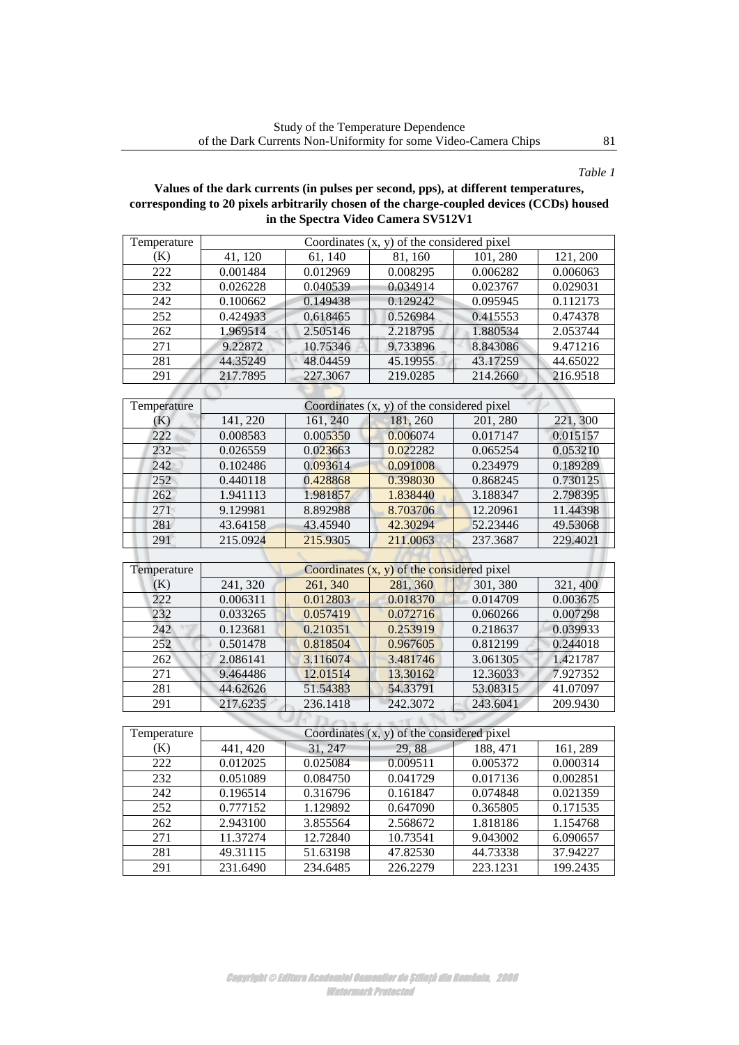*Table 1*

**Values of the dark currents (in pulses per second, pps), at different temperatures, corresponding to 20 pixels arbitrarily chosen of the charge-coupled devices (CCDs) housed in the Spectra Video Camera SV512V1**

| Temperature | Coordinates (x, y) of the considered pixel | | | | |
|---|---|---|---|---|---|
| (K) | 41, 120 | 61, 140 | 81, 160 | 101, 280 | 121, 200 |
| 222 | 0.001484 | 0.012969 | 0.008295 | 0.006282 | 0.006063 |
| 232 | 0.026228 | 0.040539 | 0.034914 | 0.023767 | 0.029031 |
| 242 | 0.100662 | 0.149438 | 0.129242 | 0.095945 | 0.112173 |
| 252 | 0.424933 | 0.618465 | 0.526984 | 0.415553 | 0.474378 |
| 262 | 1.969514 | 2.505146 | 2.218795 | 1.880534 | 2.053744 |
| 271 | 9.22872 | 10.75346 | 9.733896 | 8.843086 | 9.471216 |
| 281 | 44.35249 | 48.04459 | 45.19955 | 43.17259 | 44.65022 |
| 291 | 217.7895 | 227.3067 | 219.0285 | 214.2660 | 216.9518 |

| Temperature | Coordinates (x, y) of the considered pixel | | | | |
|---|---|---|---|---|---|
| (K) | 141, 220 | 161, 240 | 181, 260 | 201, 280 | 221, 300 |
| 222 | 0.008583 | 0.005350 | 0.006074 | 0.017147 | 0.015157 |
| 232 | 0.026559 | 0.023663 | 0.022282 | 0.065254 | 0.053210 |
| 242 | 0.102486 | 0.093614 | 0.091008 | 0.234979 | 0.189289 |
| 252 | 0.440118 | 0.428868 | 0.398030 | 0.868245 | 0.730125 |
| 262 | 1.941113 | 1.981857 | 1.838440 | 3.188347 | 2.798395 |
| 271 | 9.129981 | 8.892988 | 8.703706 | 12.20961 | 11.44398 |
| 281 | 43.64158 | 43.45940 | 42.30294 | 52.23446 | 49.53068 |
| 291 | 215.0924 | 215.9305 | 211.0063 | 237.3687 | 229.4021 |

| Temperature | Coordinates (x, y) of the considered pixel | | | | |
|---|---|---|---|---|---|
| (K) | 241, 320 | 261, 340 | 281, 360 | 301, 380 | 321, 400 |
| 222 | 0.006311 | 0.012803 | 0.018370 | 0.014709 | 0.003675 |
| 232 | 0.033265 | 0.057419 | 0.072716 | 0.060266 | 0.007298 |
| 242 | 0.123681 | 0.210351 | 0.253919 | 0.218637 | 0.039933 |
| 252 | 0.501478 | 0.818504 | 0.967605 | 0.812199 | 0.244018 |
| 262 | 2.086141 | 3.116074 | 3.481746 | 3.061305 | 1.421787 |
| 271 | 9.464486 | 12.01514 | 13.30162 | 12.36033 | 7.927352 |
| 281 | 44.62626 | 51.54383 | 54.33791 | 53.08315 | 41.07097 |
| 291 | 217.6235 | 236.1418 | 242.3072 | 243.6041 | 209.9430 |

| Temperature | Coordinates (x, y) of the considered pixel | | | | |
|---|---|---|---|---|---|
| (K) | 441, 420 | 31, 247 | 29, 88 | 188, 471 | 161, 289 |
| 222 | 0.012025 | 0.025084 | 0.009511 | 0.005372 | 0.000314 |
| 232 | 0.051089 | 0.084750 | 0.041729 | 0.017136 | 0.002851 |
| 242 | 0.196514 | 0.316796 | 0.161847 | 0.074848 | 0.021359 |
| 252 | 0.777152 | 1.129892 | 0.647090 | 0.365805 | 0.171535 |
| 262 | 2.943100 | 3.855564 | 2.568672 | 1.818186 | 1.154768 |
| 271 | 11.37274 | 12.72840 | 10.73541 | 9.043002 | 6.090657 |
| 281 | 49.31115 | 51.63198 | 47.82530 | 44.73338 | 37.94227 |
| 291 | 231.6490 | 234.6485 | 226.2279 | 223.1231 | 199.2435 |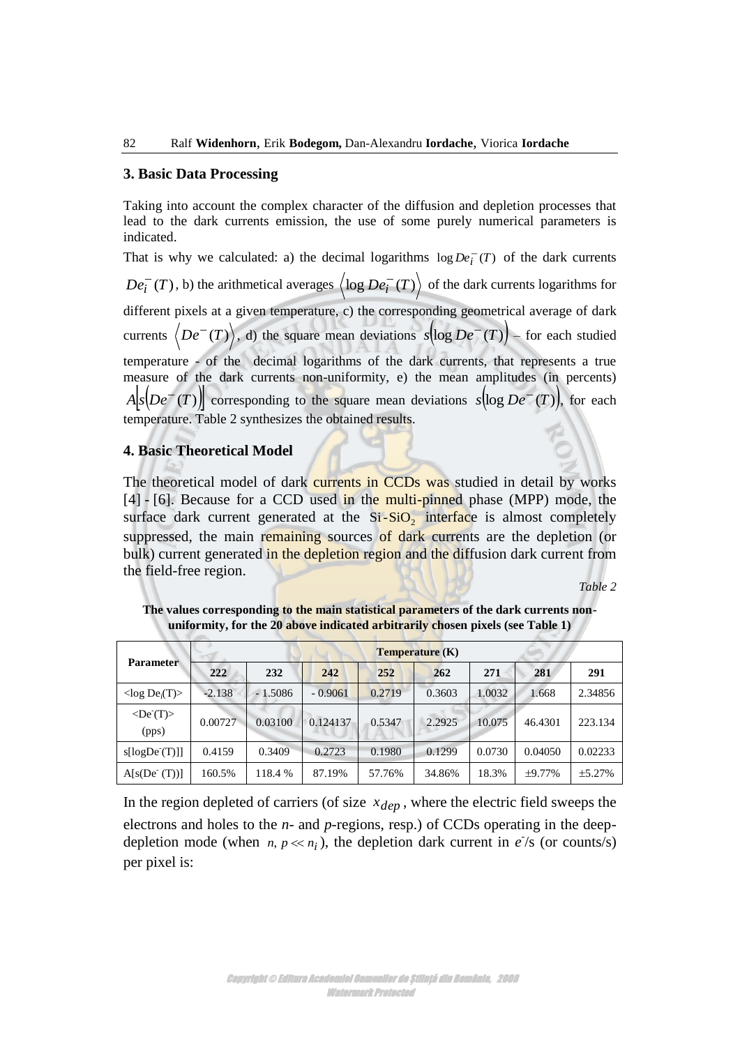## 3. Basic Data Processing

Taking into account the complex character of the diffusion and depletion processes that lead to the dark currents emission, the use of some purely numerical parameters is indicated.

That is why we calculated: a) the decimal logarithms $\log De_i^-(T)$ of the dark currents $De_i^-(T)$, b) the arithmetical averages $\langle \log De_i^-(T) \rangle$ of the dark currents logarithms for different pixels at a given temperature, c) the corresponding geometrical average of dark currents $\langle De^-(T) \rangle$, d) the square mean deviations $s(\log De^-(T))$ – for each studied temperature - of the decimal logarithms of the dark currents, that represents a true measure of the dark currents non-uniformity, e) the mean amplitudes (in percents) $A[s(De^-(T))]$ corresponding to the square mean deviations $s(\log De^-(T))$, for each temperature. Table 2 synthesizes the obtained results.

## 4. Basic Theoretical Model

The theoretical model of dark currents in CCDs was studied in detail by works [4] - [6]. Because for a CCD used in the multi-pinned phase (MPP) mode, the surface dark current generated at the $Si\text{-}SiO_2$ interface is almost completely suppressed, the main remaining sources of dark currents are the depletion (or bulk) current generated in the depletion region and the diffusion dark current from the field-free region.

*Table 2*

**The values corresponding to the main statistical parameters of the dark currents non-uniformity, for the 20 above indicated arbitrarily chosen pixels (see Table 1)**

| Parameter | Temperature (K) | | | | | | | |
|---|---|---|---|---|---|---|---|---|
| | 222 | 232 | 242 | 252 | 262 | 271 | 281 | 291 |
| <log De<sub></sub>i(T)> | -2.138 | - 1.5086 | - 0.9061 | 0.2719 | 0.3603 | 1.0032 | 1.668 | 2.34856 |
| <De⁻(T)> (pps) | 0.00727 | 0.03100 | 0.124137 | 0.5347 | 2.2925 | 10.075 | 46.4301 | 223.134 |
| s[logDe⁻(T)]] | 0.4159 | 0.3409 | 0.2723 | 0.1980 | 0.1299 | 0.0730 | 0.04050 | 0.02233 |
| A[s(De⁻ (T))] | 160.5% | 118.4 % | 87.19% | 57.76% | 34.86% | 18.3% | ±9.77% | ±5.27% |

In the region depleted of carriers (of size $x_{dep}$, where the electric field sweeps the electrons and holes to the *n*- and *p*-regions, resp.) of CCDs operating in the deep-depletion mode (when $n, p \ll n_i$), the depletion dark current in $e^-$/s (or counts/s) per pixel is: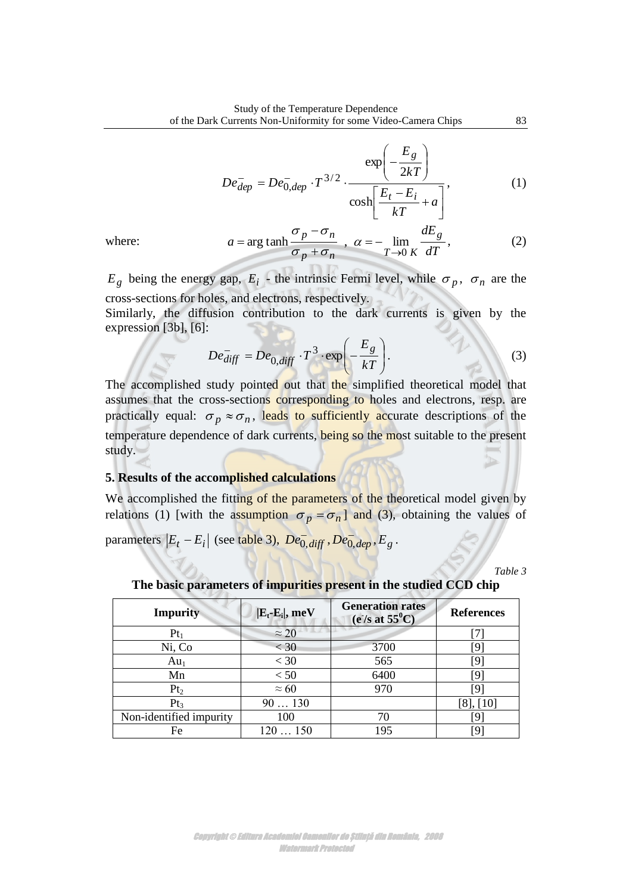$$De_{dep}^{-} = De_{0,dep}^{-} \cdot T^{3/2} \cdot \frac{\exp\left(-\frac{E_g}{2kT}\right)}{\cosh\left[\frac{E_t - E_i}{kT} + a\right]}, \tag{1}$$

where:

$$a = \arg\tanh\frac{\sigma_p - \sigma_n}{\sigma_p + \sigma_n}, \ \alpha = -\lim_{T \to 0\,K} \frac{dE_g}{dT}, \tag{2}$$

$E_g$ being the energy gap, $E_i$ - the intrinsic Fermi level, while $\sigma_p$, $\sigma_n$ are the cross-sections for holes, and electrons, respectively.

Similarly, the diffusion contribution to the dark currents is given by the expression [3b], [6]:

$$De_{diff}^{-} = De_{0,diff}^{-} \cdot T^{3} \cdot \exp\left(-\frac{E_g}{kT}\right). \tag{3}$$

The accomplished study pointed out that the simplified theoretical model that assumes that the cross-sections corresponding to holes and electrons, resp. are practically equal: $\sigma_p \approx \sigma_n$, leads to sufficiently accurate descriptions of the temperature dependence of dark currents, being so the most suitable to the present study.

## 5. Results of the accomplished calculations

We accomplished the fitting of the parameters of the theoretical model given by relations (1) [with the assumption $\sigma_p = \sigma_n$] and (3), obtaining the values of parameters $|E_t - E_i|$ (see table 3), $De_{0,diff}^{-}, De_{0,dep}^{-}, E_g$.

*Table 3*

**The basic parameters of impurities present in the studied CCD chip**

| Impurity | $\lvert E_t - E_i \rvert$, meV | Generation rates ($e^-$/s at 55°C) | References |
|---|---|---|---|
| $Pt_1$ | ≈ 20 | | [7] |
| Ni, Co | < 30 | 3700 | [9] |
| $Au_1$ | < 30 | 565 | [9] |
| Mn | < 50 | 6400 | [9] |
| $Pt_2$ | ≈ 60 | 970 | [9] |
| $Pt_3$ | 90 … 130 | | [8], [10] |
| Non-identified impurity | 100 | 70 | [9] |
| Fe | 120 … 150 | 195 | [9] |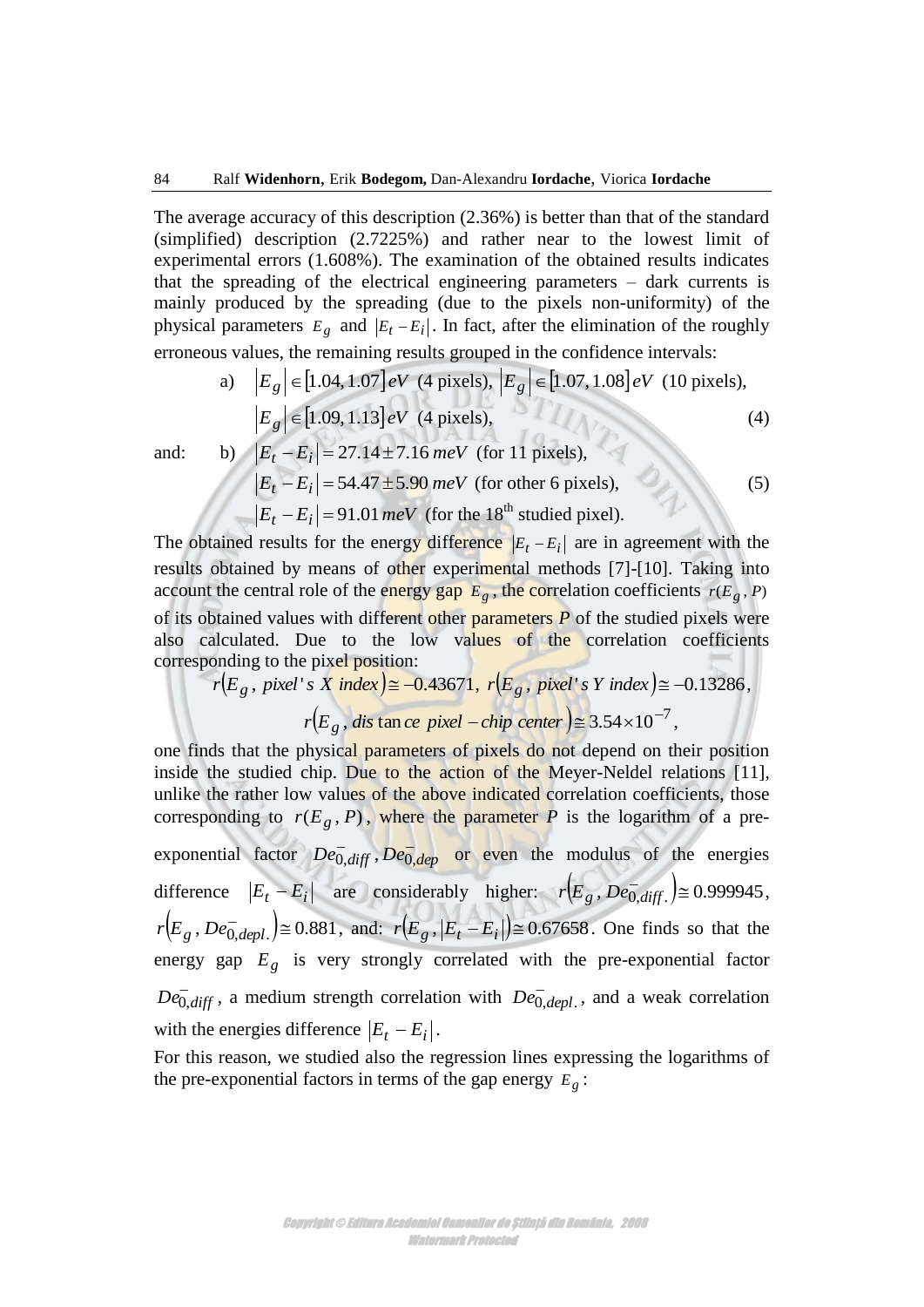The average accuracy of this description (2.36%) is better than that of the standard (simplified) description (2.7225%) and rather near to the lowest limit of experimental errors (1.608%). The examination of the obtained results indicates that the spreading of the electrical engineering parameters – dark currents is mainly produced by the spreading (due to the pixels non-uniformity) of the physical parameters $E_g$ and $|E_t - E_i|$. In fact, after the elimination of the roughly erroneous values, the remaining results grouped in the confidence intervals:

$$\text{a)} \quad |E_g| \in [1.04, 1.07]\, eV \text{ (4 pixels)}, \ |E_g| \in [1.07, 1.08]\, eV \text{ (10 pixels)}, \ |E_g| \in [1.09, 1.13]\, eV \text{ (4 pixels)}, \tag{4}$$

and:

$$\text{b)} \quad |E_t - E_i| = 27.14 \pm 7.16\, meV \text{ (for 11 pixels)}, \ |E_t - E_i| = 54.47 \pm 5.90\, meV \text{ (for other 6 pixels)}, \ |E_t - E_i| = 91.01\, meV \text{ (for the 18}^{\text{th}} \text{ studied pixel)}. \tag{5}$$

The obtained results for the energy difference $|E_t - E_i|$ are in agreement with the results obtained by means of other experimental methods [7]-[10]. Taking into account the central role of the energy gap $E_g$, the correlation coefficients $r(E_g, P)$ of its obtained values with different other parameters $P$ of the studied pixels were also calculated. Due to the low values of the correlation coefficients corresponding to the pixel position:

$$r(E_g, \textit{pixel's X index}) \cong -0.43671, \ r(E_g, \textit{pixel's Y index}) \cong -0.13286,$$

$$r(E_g, \textit{distance pixel} - \textit{chip center}) \cong 3.54 \times 10^{-7},$$

one finds that the physical parameters of pixels do not depend on their position inside the studied chip. Due to the action of the Meyer-Neldel relations [11], unlike the rather low values of the above indicated correlation coefficients, those corresponding to $r(E_g, P)$, where the parameter $P$ is the logarithm of a pre-exponential factor $De^{-}_{0,diff}, De^{-}_{0,dep}$ or even the modulus of the energies difference $|E_t - E_i|$ are considerably higher: $r(E_g, De^{-}_{0,diff.}) \cong 0.999945$, $r(E_g, De^{-}_{0,depl.}) \cong 0.881$, and: $r(E_g, |E_t - E_i|) \cong 0.67658$. One finds so that the energy gap $E_g$ is very strongly correlated with the pre-exponential factor $De^{-}_{0,diff}$, a medium strength correlation with $De^{-}_{0,depl.}$, and a weak correlation with the energies difference $|E_t - E_i|$.

For this reason, we studied also the regression lines expressing the logarithms of the pre-exponential factors in terms of the gap energy $E_g$: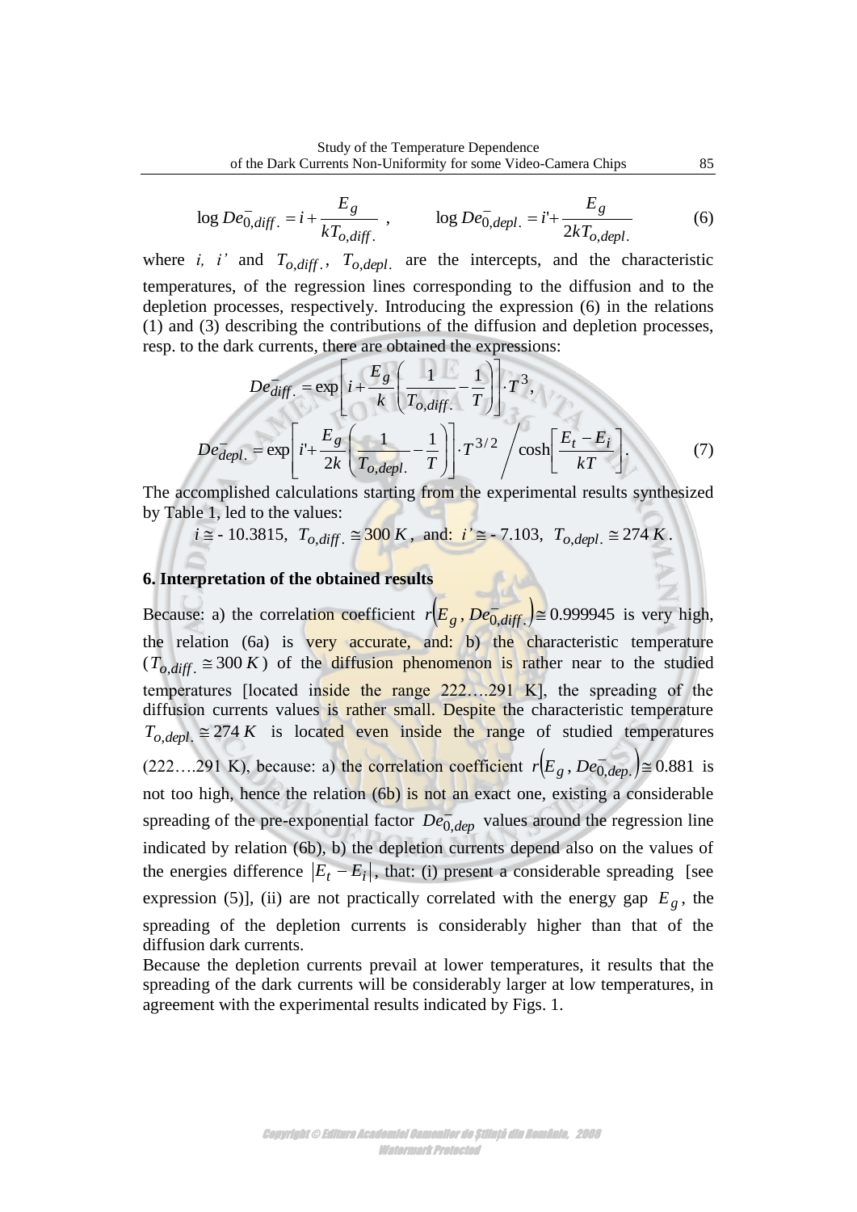$$\log De^{-}_{0,diff.} = i + \frac{E_g}{kT_{o,diff.}} \ , \qquad \log De^{-}_{0,depl.} = i' + \frac{E_g}{2kT_{o,depl.}} \tag{6}$$

where $i$, $i'$ and $T_{o,diff.}$, $T_{o,depl.}$ are the intercepts, and the characteristic temperatures, of the regression lines corresponding to the diffusion and to the depletion processes, respectively. Introducing the expression (6) in the relations (1) and (3) describing the contributions of the diffusion and depletion processes, resp. to the dark currents, there are obtained the expressions:

$$De^{-}_{diff.} = \exp\left[ i + \frac{E_g}{k}\left( \frac{1}{T_{o,diff.}} - \frac{1}{T} \right) \right] \cdot T^3,$$

$$De^{-}_{depl.} = \exp\left[ i' + \frac{E_g}{2k}\left( \frac{1}{T_{o,depl.}} - \frac{1}{T} \right) \right] \cdot T^{3/2} \Big/ \cosh\left[ \frac{E_t - E_i}{kT} \right]. \tag{7}$$

The accomplished calculations starting from the experimental results synthesized by Table 1, led to the values:

$i \cong -10.3815$, $T_{o,diff.} \cong 300\,K$, and: $i' \cong -7.103$, $T_{o,depl.} \cong 274\,K$.

### 6. Interpretation of the obtained results

Because: a) the correlation coefficient $r\left(E_g, De^{-}_{0,diff.}\right) \cong 0.999945$ is very high, the relation (6a) is very accurate, and: b) the characteristic temperature ($T_{o,diff.} \cong 300\,K$) of the diffusion phenomenon is rather near to the studied temperatures [located inside the range 222….291 K], the spreading of the diffusion currents values is rather small. Despite the characteristic temperature $T_{o,depl.} \cong 274\,K$ is located even inside the range of studied temperatures (222….291 K), because: a) the correlation coefficient $r\left(E_g, De^{-}_{0,dep.}\right) \cong 0.881$ is not too high, hence the relation (6b) is not an exact one, existing a considerable spreading of the pre-exponential factor $De^{-}_{0,dep}$ values around the regression line indicated by relation (6b), b) the depletion currents depend also on the values of the energies difference $|E_t - E_i|$, that: (i) present a considerable spreading [see expression (5)], (ii) are not practically correlated with the energy gap $E_g$, the spreading of the depletion currents is considerably higher than that of the diffusion dark currents.

Because the depletion currents prevail at lower temperatures, it results that the spreading of the dark currents will be considerably larger at low temperatures, in agreement with the experimental results indicated by Figs. 1.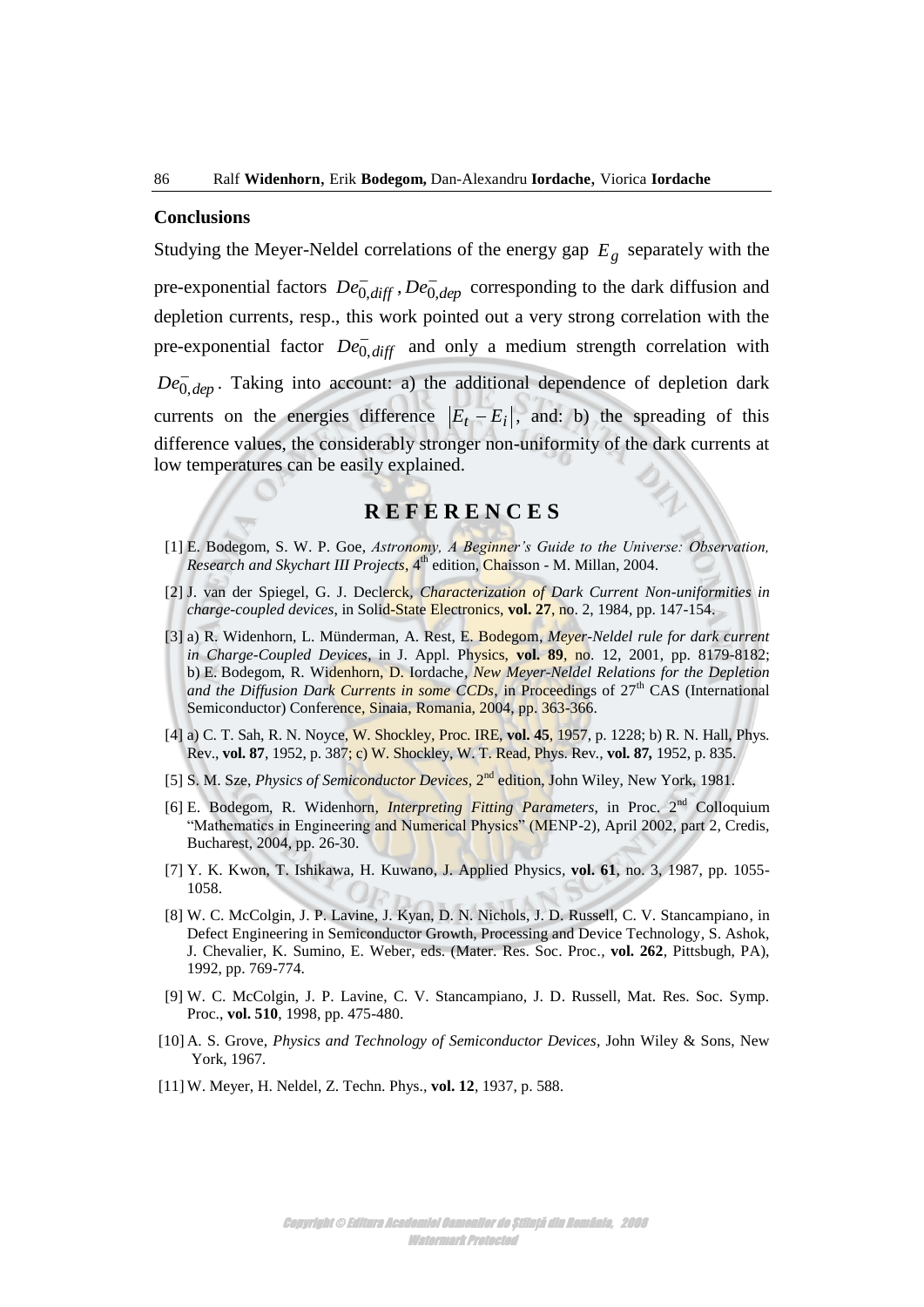## Conclusions

Studying the Meyer-Neldel correlations of the energy gap $E_g$ separately with the pre-exponential factors $De^-_{0,diff}$, $De^-_{0,dep}$ corresponding to the dark diffusion and depletion currents, resp., this work pointed out a very strong correlation with the pre-exponential factor $De^-_{0,diff}$ and only a medium strength correlation with $De^-_{0,dep}$. Taking into account: a) the additional dependence of depletion dark currents on the energies difference $|E_t - E_i|$, and: b) the spreading of this difference values, the considerably stronger non-uniformity of the dark currents at low temperatures can be easily explained.

## REFERENCES

[1] E. Bodegom, S. W. P. Goe, *Astronomy, A Beginner's Guide to the Universe: Observation, Research and Skychart III Projects*, 4th edition, Chaisson - M. Millan, 2004.

[2] J. van der Spiegel, G. J. Declerck, *Characterization of Dark Current Non-uniformities in charge-coupled devices*, in Solid-State Electronics, **vol. 27**, no. 2, 1984, pp. 147-154.

[3] a) R. Widenhorn, L. Münderman, A. Rest, E. Bodegom, *Meyer-Neldel rule for dark current in Charge-Coupled Devices*, in J. Appl. Physics, **vol. 89**, no. 12, 2001, pp. 8179-8182; b) E. Bodegom, R. Widenhorn, D. Iordache, *New Meyer-Neldel Relations for the Depletion and the Diffusion Dark Currents in some CCDs*, in Proceedings of 27th CAS (International Semiconductor) Conference, Sinaia, Romania, 2004, pp. 363-366.

[4] a) C. T. Sah, R. N. Noyce, W. Shockley, Proc. IRE, **vol. 45**, 1957, p. 1228; b) R. N. Hall, Phys. Rev., **vol. 87**, 1952, p. 387; c) W. Shockley, W. T. Read, Phys. Rev., **vol. 87,** 1952, p. 835.

[5] S. M. Sze, *Physics of Semiconductor Devices*, 2nd edition, John Wiley, New York, 1981.

[6] E. Bodegom, R. Widenhorn, *Interpreting Fitting Parameters*, in Proc. 2nd Colloquium "Mathematics in Engineering and Numerical Physics" (MENP-2), April 2002, part 2, Credis, Bucharest, 2004, pp. 26-30.

[7] Y. K. Kwon, T. Ishikawa, H. Kuwano, J. Applied Physics, **vol. 61**, no. 3, 1987, pp. 1055-1058.

[8] W. C. McColgin, J. P. Lavine, J. Kyan, D. N. Nichols, J. D. Russell, C. V. Stancampiano, in Defect Engineering in Semiconductor Growth, Processing and Device Technology, S. Ashok, J. Chevalier, K. Sumino, E. Weber, eds. (Mater. Res. Soc. Proc., **vol. 262**, Pittsbugh, PA), 1992, pp. 769-774.

[9] W. C. McColgin, J. P. Lavine, C. V. Stancampiano, J. D. Russell, Mat. Res. Soc. Symp. Proc., **vol. 510**, 1998, pp. 475-480.

[10] A. S. Grove, *Physics and Technology of Semiconductor Devices*, John Wiley & Sons, New York, 1967.

[11] W. Meyer, H. Neldel, Z. Techn. Phys., **vol. 12**, 1937, p. 588.